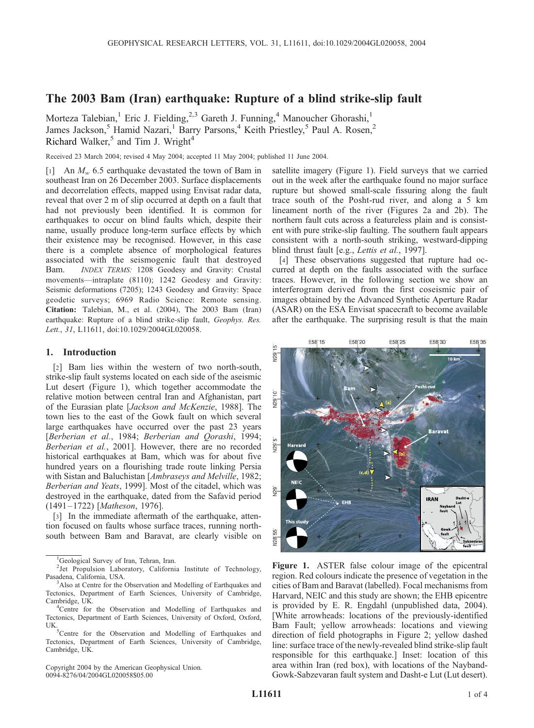# The 2003 Bam (Iran) earthquake: Rupture of a blind strike-slip fault

Morteza Talebian,[1] Eric J. Fielding,[2,3] Gareth J. Funning,[4] Manoucher Ghorashi,[1] James Jackson,[5] Hamid Nazari,[1] Barry Parsons,[4] Keith Priestley,[5] Paul A. Rosen,[2] Richard Walker,[5] and Tim J. Wright[4]

Received 23 March 2004; revised 4 May 2004; accepted 11 May 2004; published 11 June 2004.

[1] An $M_w$ 6.5 earthquake devastated the town of Bam in southeast Iran on 26 December 2003. Surface displacements and decorrelation effects, mapped using Envisat radar data, reveal that over 2 m of slip occurred at depth on a fault that had not previously been identified. It is common for earthquakes to occur on blind faults which, despite their name, usually produce long-term surface effects by which their existence may be recognised. However, in this case there is a complete absence of morphological features associated with the seismogenic fault that destroyed Bam. *INDEX TERMS:* 1208 Geodesy and Gravity: Crustal movements—intraplate (8110); 1242 Geodesy and Gravity: Seismic deformations (7205); 1243 Geodesy and Gravity: Space geodetic surveys; 6969 Radio Science: Remote sensing. **Citation:** Talebian, M., et al. (2004), The 2003 Bam (Iran) earthquake: Rupture of a blind strike-slip fault, *Geophys. Res. Lett.*, *31*, L11611, doi:10.1029/2004GL020058.

## 1. Introduction

[2] Bam lies within the western of two north-south, strike-slip fault systems located on each side of the aseismic Lut desert (Figure 1), which together accommodate the relative motion between central Iran and Afghanistan, part of the Eurasian plate [*Jackson and McKenzie*, 1988]. The town lies to the east of the Gowk fault on which several large earthquakes have occurred over the past 23 years [*Berberian et al.*, 1984; *Berberian and Qorashi*, 1994; *Berberian et al.*, 2001]. However, there are no recorded historical earthquakes at Bam, which was for about five hundred years on a flourishing trade route linking Persia with Sistan and Baluchistan [*Ambraseys and Melville*, 1982; *Berberian and Yeats*, 1999]. Most of the citadel, which was destroyed in the earthquake, dated from the Safavid period (1491–1722) [*Matheson*, 1976].

[3] In the immediate aftermath of the earthquake, attention focused on faults whose surface traces, running north-south between Bam and Baravat, are clearly visible on satellite imagery (Figure 1). Field surveys that we carried out in the week after the earthquake found no major surface rupture but showed small-scale fissuring along the fault trace south of the Posht-rud river, and along a 5 km lineament north of the river (Figures 2a and 2b). The northern fault cuts across a featureless plain and is consistent with pure strike-slip faulting. The southern fault appears consistent with a north-south striking, westward-dipping blind thrust fault [e.g., *Lettis et al.*, 1997].

[4] These observations suggested that rupture had occurred at depth on the faults associated with the surface traces. However, in the following section we show an interferogram derived from the first coseismic pair of images obtained by the Advanced Synthetic Aperture Radar (ASAR) on the ESA Envisat spacecraft to become available after the earthquake. The surprising result is that the main

**Figure 1.** ASTER false colour image of the epicentral region. Red colours indicate the presence of vegetation in the cities of Bam and Baravat (labelled). Focal mechanisms from Harvard, NEIC and this study are shown; the EHB epicentre is provided by E. R. Engdahl (unpublished data, 2004). [White arrowheads: locations of the previously-identified Bam Fault; yellow arrowheads: locations and viewing direction of field photographs in Figure 2; yellow dashed line: surface trace of the newly-revealed blind strike-slip fault responsible for this earthquake.] Inset: location of this area within Iran (red box), with locations of the Nayband-Gowk-Sabzevaran fault system and Dasht-e Lut (Lut desert).

---

[1] Geological Survey of Iran, Tehran, Iran.

[2] Jet Propulsion Laboratory, California Institute of Technology, Pasadena, California, USA.

[3] Also at Centre for the Observation and Modelling of Earthquakes and Tectonics, Department of Earth Sciences, University of Cambridge, Cambridge, UK.

[4] Centre for the Observation and Modelling of Earthquakes and Tectonics, Department of Earth Sciences, University of Oxford, Oxford, UK.

[5] Centre for the Observation and Modelling of Earthquakes and Tectonics, Department of Earth Sciences, University of Cambridge, Cambridge, UK.

Copyright 2004 by the American Geophysical Union.
0094-8276/04/2004GL020058$05.00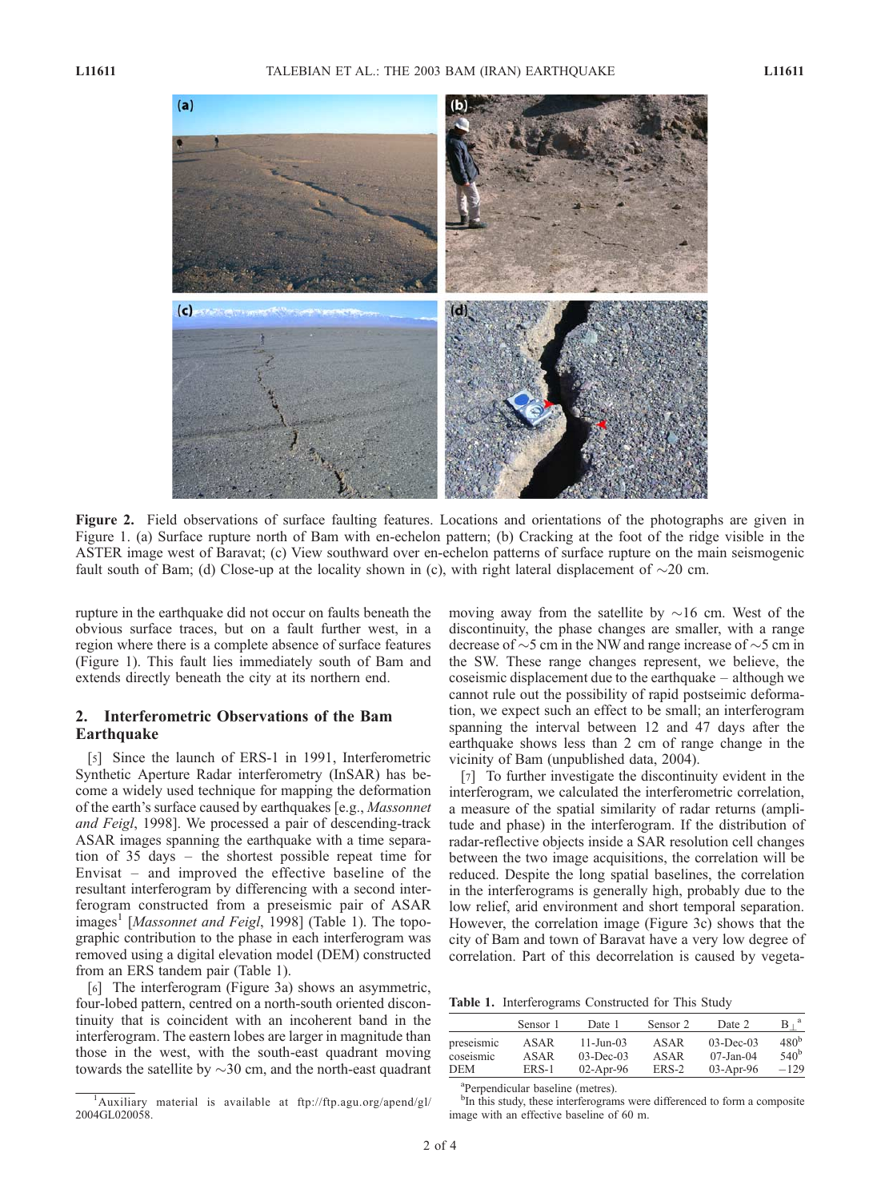Figure 2. Field observations of surface faulting features. Locations and orientations of the photographs are given in Figure 1. (a) Surface rupture north of Bam with en-echelon pattern; (b) Cracking at the foot of the ridge visible in the ASTER image west of Baravat; (c) View southward over en-echelon patterns of surface rupture on the main seismogenic fault south of Bam; (d) Close-up at the locality shown in (c), with right lateral displacement of ~20 cm.

rupture in the earthquake did not occur on faults beneath the obvious surface traces, but on a fault further west, in a region where there is a complete absence of surface features (Figure 1). This fault lies immediately south of Bam and extends directly beneath the city at its northern end.

## 2. Interferometric Observations of the Bam Earthquake

[5] Since the launch of ERS-1 in 1991, Interferometric Synthetic Aperture Radar interferometry (InSAR) has become a widely used technique for mapping the deformation of the earth's surface caused by earthquakes [e.g., *Massonnet and Feigl*, 1998]. We processed a pair of descending-track ASAR images spanning the earthquake with a time separation of 35 days – the shortest possible repeat time for Envisat – and improved the effective baseline of the resultant interferogram by differencing with a second interferogram constructed from a preseismic pair of ASAR images[1] [*Massonnet and Feigl*, 1998] (Table 1). The topographic contribution to the phase in each interferogram was removed using a digital elevation model (DEM) constructed from an ERS tandem pair (Table 1).

[6] The interferogram (Figure 3a) shows an asymmetric, four-lobed pattern, centred on a north-south oriented discontinuity that is coincident with an incoherent band in the interferogram. The eastern lobes are larger in magnitude than those in the west, with the south-east quadrant moving towards the satellite by ~30 cm, and the north-east quadrant moving away from the satellite by ~16 cm. West of the discontinuity, the phase changes are smaller, with a range decrease of ~5 cm in the NW and range increase of ~5 cm in the SW. These range changes represent, we believe, the coseismic displacement due to the earthquake – although we cannot rule out the possibility of rapid postseimic deformation, we expect such an effect to be small; an interferogram spanning the interval between 12 and 47 days after the earthquake shows less than 2 cm of range change in the vicinity of Bam (unpublished data, 2004).

[7] To further investigate the discontinuity evident in the interferogram, we calculated the interferometric correlation, a measure of the spatial similarity of radar returns (amplitude and phase) in the interferogram. If the distribution of radar-reflective objects inside a SAR resolution cell changes between the two image acquisitions, the correlation will be reduced. Despite the long spatial baselines, the correlation in the interferograms is generally high, probably due to the low relief, arid environment and short temporal separation. However, the correlation image (Figure 3c) shows that the city of Bam and town of Baravat have a very low degree of correlation. Part of this decorrelation is caused by vegeta-

Table 1. Interferograms Constructed for This Study

| | Sensor 1 | Date 1 | Sensor 2 | Date 2 | $B_\perp$ [a] |
|---|---|---|---|---|---|
| preseismic | ASAR | 11-Jun-03 | ASAR | 03-Dec-03 | 480[b] |
| coseismic | ASAR | 03-Dec-03 | ASAR | 07-Jan-04 | 540[b] |
| DEM | ERS-1 | 02-Apr-96 | ERS-2 | 03-Apr-96 | −129 |

[a] Perpendicular baseline (metres).
[b] In this study, these interferograms were differenced to form a composite image with an effective baseline of 60 m.

[1] Auxiliary material is available at ftp://ftp.agu.org/apend/gl/2004GL020058.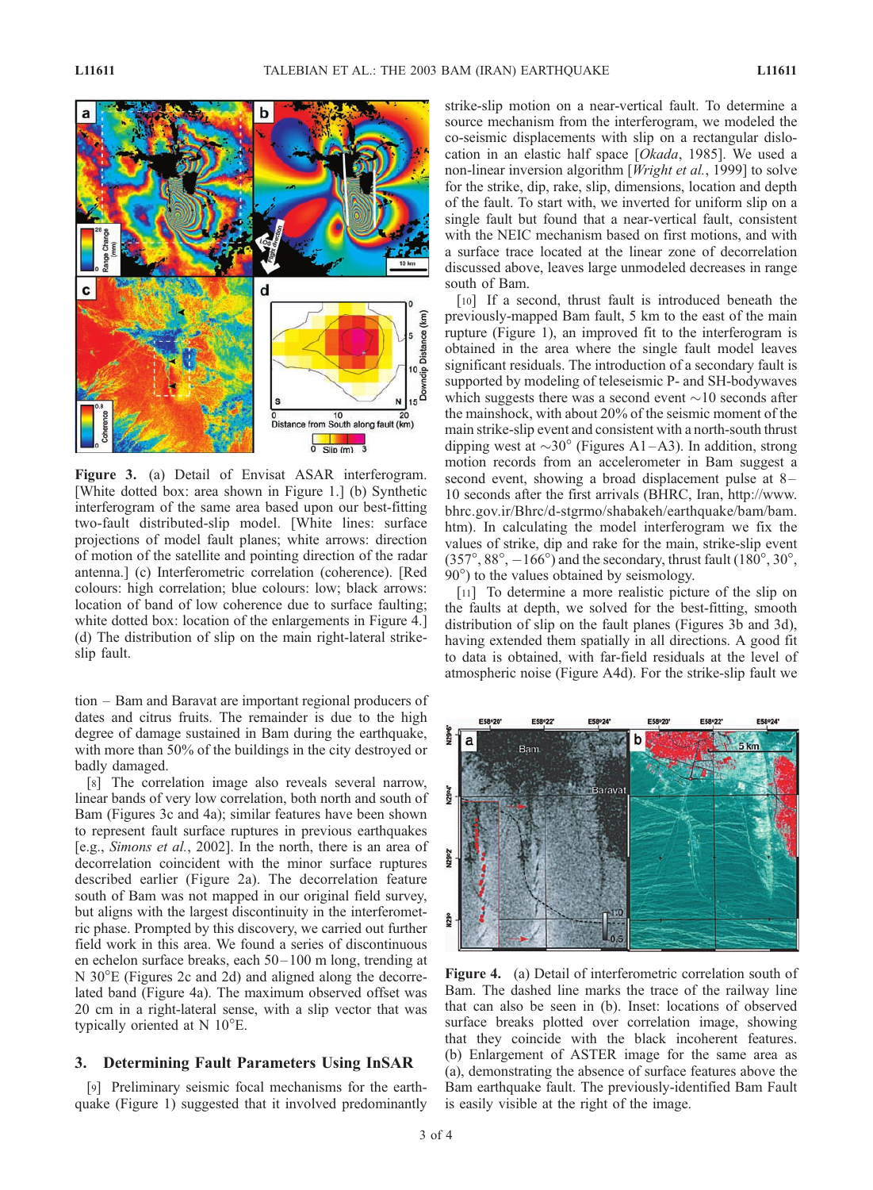Figure 3. (a) Detail of Envisat ASAR interferogram. [White dotted box: area shown in Figure 1.] (b) Synthetic interferogram of the same area based upon our best-fitting two-fault distributed-slip model. [White lines: surface projections of model fault planes; white arrows: direction of motion of the satellite and pointing direction of the radar antenna.] (c) Interferometric correlation (coherence). [Red colours: high correlation; blue colours: low; black arrows: location of band of low coherence due to surface faulting; white dotted box: location of the enlargements in Figure 4.] (d) The distribution of slip on the main right-lateral strike-slip fault.

tion – Bam and Baravat are important regional producers of dates and citrus fruits. The remainder is due to the high degree of damage sustained in Bam during the earthquake, with more than 50% of the buildings in the city destroyed or badly damaged.

[8] The correlation image also reveals several narrow, linear bands of very low correlation, both north and south of Bam (Figures 3c and 4a); similar features have been shown to represent fault surface ruptures in previous earthquakes [e.g., *Simons et al.*, 2002]. In the north, there is an area of decorrelation coincident with the minor surface ruptures described earlier (Figure 2a). The decorrelation feature south of Bam was not mapped in our original field survey, but aligns with the largest discontinuity in the interferometric phase. Prompted by this discovery, we carried out further field work in this area. We found a series of discontinuous en echelon surface breaks, each 50–100 m long, trending at N 30°E (Figures 2c and 2d) and aligned along the decorrelated band (Figure 4a). The maximum observed offset was 20 cm in a right-lateral sense, with a slip vector that was typically oriented at N 10°E.

## 3. Determining Fault Parameters Using InSAR

[9] Preliminary seismic focal mechanisms for the earthquake (Figure 1) suggested that it involved predominantly strike-slip motion on a near-vertical fault. To determine a source mechanism from the interferogram, we modeled the co-seismic displacements with slip on a rectangular dislocation in an elastic half space [*Okada*, 1985]. We used a non-linear inversion algorithm [*Wright et al.*, 1999] to solve for the strike, dip, rake, slip, dimensions, location and depth of the fault. To start with, we inverted for uniform slip on a single fault but found that a near-vertical fault, consistent with the NEIC mechanism based on first motions, and with a surface trace located at the linear zone of decorrelation discussed above, leaves large unmodeled decreases in range south of Bam.

[10] If a second, thrust fault is introduced beneath the previously-mapped Bam fault, 5 km to the east of the main rupture (Figure 1), an improved fit to the interferogram is obtained in the area where the single fault model leaves significant residuals. The introduction of a secondary fault is supported by modeling of teleseismic P- and SH-bodywaves which suggests there was a second event ~10 seconds after the mainshock, with about 20% of the seismic moment of the main strike-slip event and consistent with a north-south thrust dipping west at ~30° (Figures A1–A3). In addition, strong motion records from an accelerometer in Bam suggest a second event, showing a broad displacement pulse at 8–10 seconds after the first arrivals (BHRC, Iran, http://www.bhrc.gov.ir/Bhrc/d-stgrmo/shabakeh/earthquake/bam/bam.htm). In calculating the model interferogram we fix the values of strike, dip and rake for the main, strike-slip event (357°, 88°, −166°) and the secondary, thrust fault (180°, 30°, 90°) to the values obtained by seismology.

[11] To determine a more realistic picture of the slip on the faults at depth, we solved for the best-fitting, smooth distribution of slip on the fault planes (Figures 3b and 3d), having extended them spatially in all directions. A good fit to data is obtained, with far-field residuals at the level of atmospheric noise (Figure A4d). For the strike-slip fault we

Figure 4. (a) Detail of interferometric correlation south of Bam. The dashed line marks the trace of the railway line that can also be seen in (b). Inset: locations of observed surface breaks plotted over correlation image, showing that they coincide with the black incoherent features. (b) Enlargement of ASTER image for the same area as (a), demonstrating the absence of surface features above the Bam earthquake fault. The previously-identified Bam Fault is easily visible at the right of the image.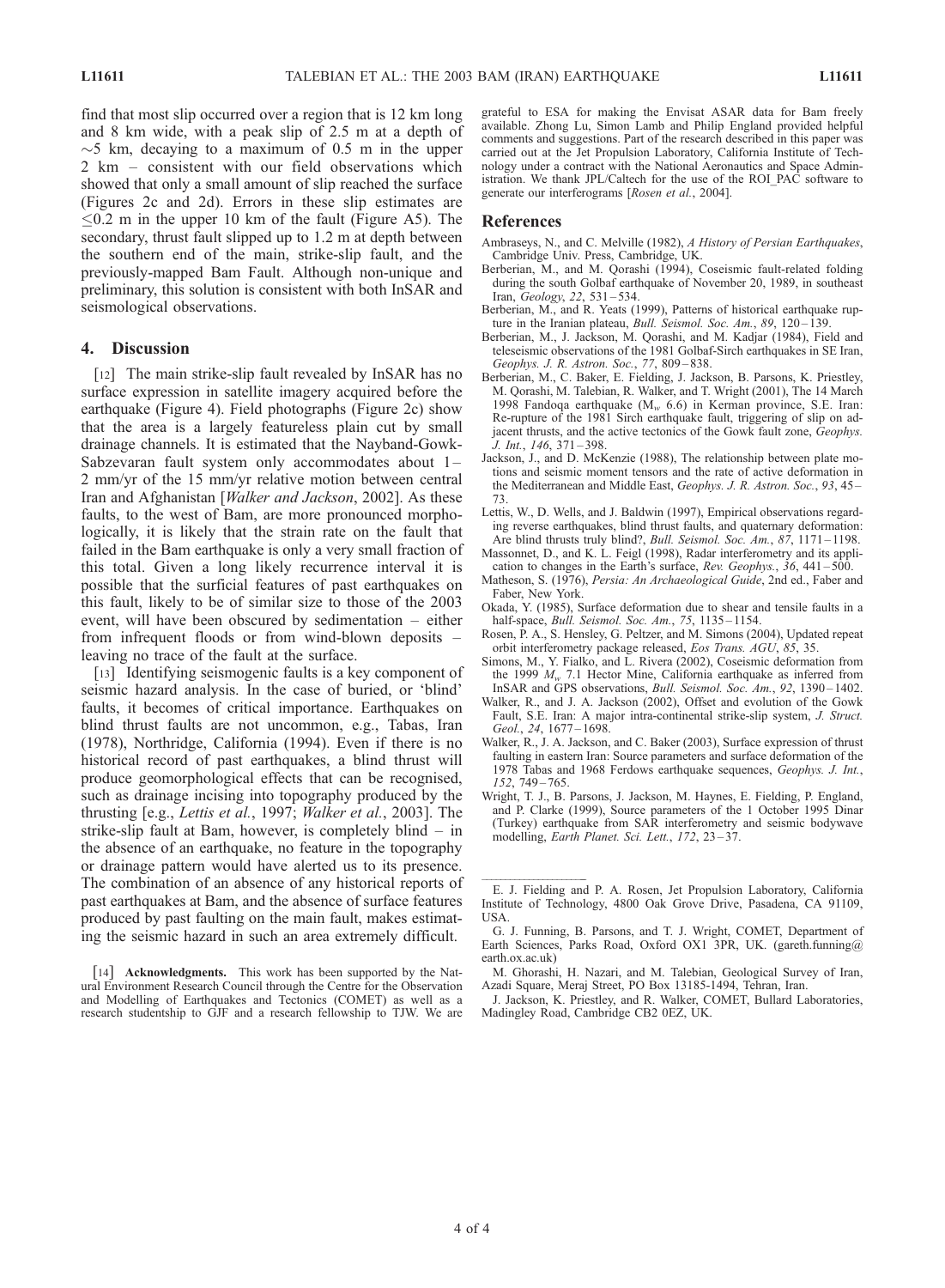find that most slip occurred over a region that is 12 km long and 8 km wide, with a peak slip of 2.5 m at a depth of ~5 km, decaying to a maximum of 0.5 m in the upper 2 km – consistent with our field observations which showed that only a small amount of slip reached the surface (Figures 2c and 2d). Errors in these slip estimates are ≤0.2 m in the upper 10 km of the fault (Figure A5). The secondary, thrust fault slipped up to 1.2 m at depth between the southern end of the main, strike-slip fault, and the previously-mapped Bam Fault. Although non-unique and preliminary, this solution is consistent with both InSAR and seismological observations.

## 4. Discussion

[12] The main strike-slip fault revealed by InSAR has no surface expression in satellite imagery acquired before the earthquake (Figure 4). Field photographs (Figure 2c) show that the area is a largely featureless plain cut by small drainage channels. It is estimated that the Nayband-Gowk-Sabzevaran fault system only accommodates about 1–2 mm/yr of the 15 mm/yr relative motion between central Iran and Afghanistan [*Walker and Jackson*, 2002]. As these faults, to the west of Bam, are more pronounced morphologically, it is likely that the strain rate on the fault that failed in the Bam earthquake is only a very small fraction of this total. Given a long likely recurrence interval it is possible that the surficial features of past earthquakes on this fault, likely to be of similar size to those of the 2003 event, will have been obscured by sedimentation – either from infrequent floods or from wind-blown deposits – leaving no trace of the fault at the surface.

[13] Identifying seismogenic faults is a key component of seismic hazard analysis. In the case of buried, or 'blind' faults, it becomes of critical importance. Earthquakes on blind thrust faults are not uncommon, e.g., Tabas, Iran (1978), Northridge, California (1994). Even if there is no historical record of past earthquakes, a blind thrust will produce geomorphological effects that can be recognised, such as drainage incising into topography produced by the thrusting [e.g., *Lettis et al.*, 1997; *Walker et al.*, 2003]. The strike-slip fault at Bam, however, is completely blind – in the absence of an earthquake, no feature in the topography or drainage pattern would have alerted us to its presence. The combination of an absence of any historical reports of past earthquakes at Bam, and the absence of surface features produced by past faulting on the main fault, makes estimating the seismic hazard in such an area extremely difficult.

[14] **Acknowledgments.** This work has been supported by the Natural Environment Research Council through the Centre for the Observation and Modelling of Earthquakes and Tectonics (COMET) as well as a research studentship to GJF and a research fellowship to TJW. We are grateful to ESA for making the Envisat ASAR data for Bam freely available. Zhong Lu, Simon Lamb and Philip England provided helpful comments and suggestions. Part of the research described in this paper was carried out at the Jet Propulsion Laboratory, California Institute of Technology under a contract with the National Aeronautics and Space Administration. We thank JPL/Caltech for the use of the ROI_PAC software to generate our interferograms [*Rosen et al.*, 2004].

## References

Ambraseys, N., and C. Melville (1982), *A History of Persian Earthquakes*, Cambridge Univ. Press, Cambridge, UK.

Berberian, M., and M. Qorashi (1994), Coseismic fault-related folding during the south Golbaf earthquake of November 20, 1989, in southeast Iran, *Geology*, *22*, 531–534.

Berberian, M., and R. Yeats (1999), Patterns of historical earthquake rupture in the Iranian plateau, *Bull. Seismol. Soc. Am.*, *89*, 120–139.

Berberian, M., J. Jackson, M. Qorashi, and M. Kadjar (1984), Field and teleseismic observations of the 1981 Golbaf-Sirch earthquakes in SE Iran, *Geophys. J. R. Astron. Soc.*, *77*, 809–838.

Berberian, M., C. Baker, E. Fielding, J. Jackson, B. Parsons, K. Priestley, M. Qorashi, M. Talebian, R. Walker, and T. Wright (2001), The 14 March 1998 Fandoqa earthquake ($M_w$ 6.6) in Kerman province, S.E. Iran: Re-rupture of the 1981 Sirch earthquake fault, triggering of slip on adjacent thrusts, and the active tectonics of the Gowk fault zone, *Geophys. J. Int.*, *146*, 371–398.

Jackson, J., and D. McKenzie (1988), The relationship between plate motions and seismic moment tensors and the rate of active deformation in the Mediterranean and Middle East, *Geophys. J. R. Astron. Soc.*, *93*, 45–73.

Lettis, W., D. Wells, and J. Baldwin (1997), Empirical observations regarding reverse earthquakes, blind thrust faults, and quaternary deformation: Are blind thrusts truly blind?, *Bull. Seismol. Soc. Am.*, *87*, 1171–1198.

Massonnet, D., and K. L. Feigl (1998), Radar interferometry and its application to changes in the Earth's surface, *Rev. Geophys.*, *36*, 441–500.

Matheson, S. (1976), *Persia: An Archaeological Guide*, 2nd ed., Faber and Faber, New York.

Okada, Y. (1985), Surface deformation due to shear and tensile faults in a half-space, *Bull. Seismol. Soc. Am.*, *75*, 1135–1154.

Rosen, P. A., S. Hensley, G. Peltzer, and M. Simons (2004), Updated repeat orbit interferometry package released, *Eos Trans. AGU*, *85*, 35.

Simons, M., Y. Fialko, and L. Rivera (2002), Coseismic deformation from the 1999 $M_w$ 7.1 Hector Mine, California earthquake as inferred from InSAR and GPS observations, *Bull. Seismol. Soc. Am.*, *92*, 1390–1402.

Walker, R., and J. A. Jackson (2002), Offset and evolution of the Gowk Fault, S.E. Iran: A major intra-continental strike-slip system, *J. Struct. Geol.*, *24*, 1677–1698.

Walker, R., J. A. Jackson, and C. Baker (2003), Surface expression of thrust faulting in eastern Iran: Source parameters and surface deformation of the 1978 Tabas and 1968 Ferdows earthquake sequences, *Geophys. J. Int.*, *152*, 749–765.

Wright, T. J., B. Parsons, J. Jackson, M. Haynes, E. Fielding, P. England, and P. Clarke (1999), Source parameters of the 1 October 1995 Dinar (Turkey) earthquake from SAR interferometry and seismic bodywave modelling, *Earth Planet. Sci. Lett.*, *172*, 23–37.

---

E. J. Fielding and P. A. Rosen, Jet Propulsion Laboratory, California Institute of Technology, 4800 Oak Grove Drive, Pasadena, CA 91109, USA.

G. J. Funning, B. Parsons, and T. J. Wright, COMET, Department of Earth Sciences, Parks Road, Oxford OX1 3PR, UK. (gareth.funning@earth.ox.ac.uk)

M. Ghorashi, H. Nazari, and M. Talebian, Geological Survey of Iran, Azadi Square, Meraj Street, PO Box 13185-1494, Tehran, Iran.

J. Jackson, K. Priestley, and R. Walker, COMET, Bullard Laboratories, Madingley Road, Cambridge CB2 0EZ, UK.